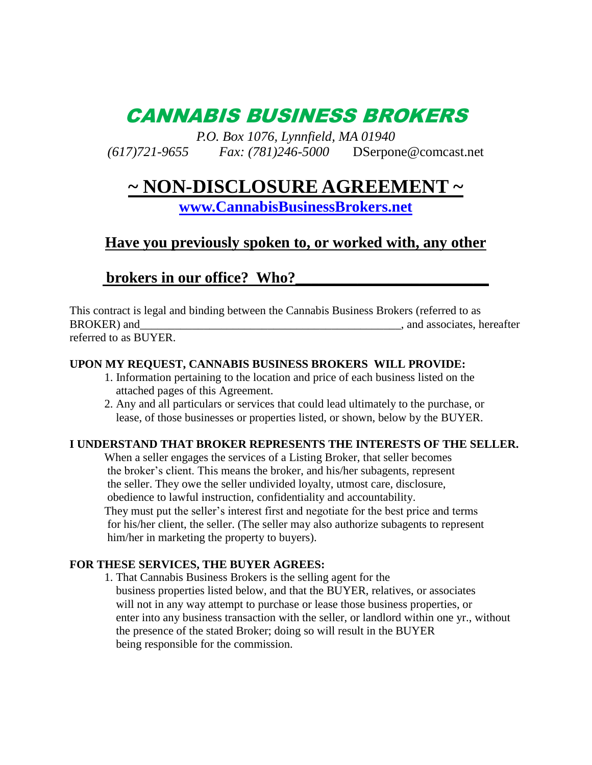# CANNABIS BUSINESS BROKERS

*P.O. Box 1076, Lynnfield, MA 01940*

*(617)721-9655* *Fax: (781)246-5000* DSerpone@comcast.net

# ~ NON-DISCLOSURE AGREEMENT ~

**www.CannabisBusinessBrokers.net**

## Have you previously spoken to, or worked with, any other brokers in our office? Who?________________________

This contract is legal and binding between the Cannabis Business Brokers (referred to as BROKER) and_______________________________________________, and associates, hereafter referred to as BUYER.

**UPON MY REQUEST, CANNABIS BUSINESS BROKERS WILL PROVIDE:**

1. Information pertaining to the location and price of each business listed on the attached pages of this Agreement.
2. Any and all particulars or services that could lead ultimately to the purchase, or lease, of those businesses or properties listed, or shown, below by the BUYER.

**I UNDERSTAND THAT BROKER REPRESENTS THE INTERESTS OF THE SELLER.**

When a seller engages the services of a Listing Broker, that seller becomes the broker's client. This means the broker, and his/her subagents, represent the seller. They owe the seller undivided loyalty, utmost care, disclosure, obedience to lawful instruction, confidentiality and accountability. They must put the seller's interest first and negotiate for the best price and terms for his/her client, the seller. (The seller may also authorize subagents to represent him/her in marketing the property to buyers).

**FOR THESE SERVICES, THE BUYER AGREES:**

1. That Cannabis Business Brokers is the selling agent for the business properties listed below, and that the BUYER, relatives, or associates will not in any way attempt to purchase or lease those business properties, or enter into any business transaction with the seller, or landlord within one yr., without the presence of the stated Broker; doing so will result in the BUYER being responsible for the commission.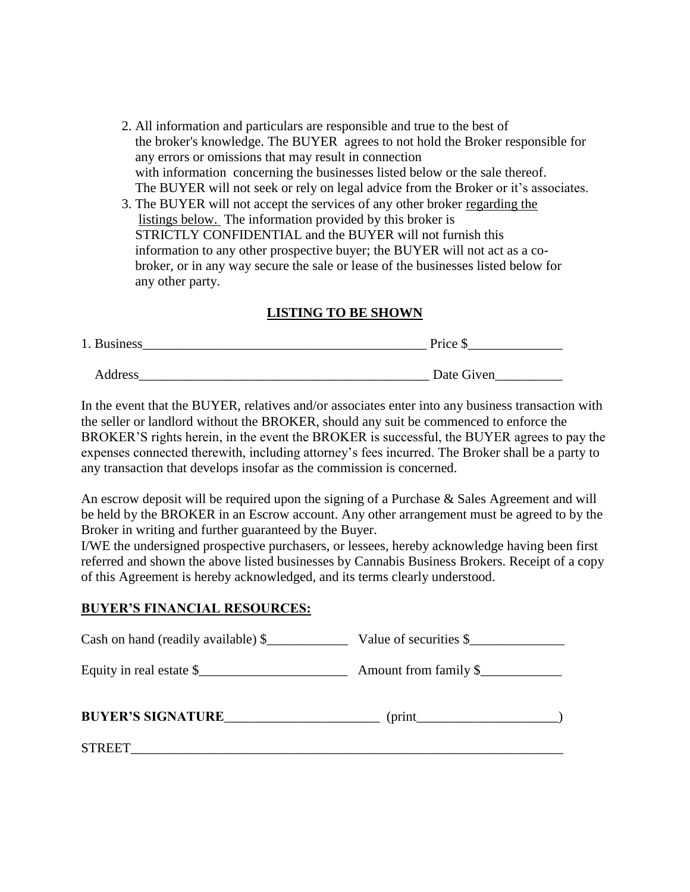2. All information and particulars are responsible and true to the best of the broker's knowledge. The BUYER agrees to not hold the Broker responsible for any errors or omissions that may result in connection with information concerning the businesses listed below or the sale thereof. The BUYER will not seek or rely on legal advice from the Broker or it's associates.
3. The BUYER will not accept the services of any other broker regarding the listings below. The information provided by this broker is STRICTLY CONFIDENTIAL and the BUYER will not furnish this information to any other prospective buyer; the BUYER will not act as a co-broker, or in any way secure the sale or lease of the businesses listed below for any other party.

## LISTING TO BE SHOWN

1. Business___________________________________________ Price $______________

   Address____________________________________________ Date Given__________

In the event that the BUYER, relatives and/or associates enter into any business transaction with the seller or landlord without the BROKER, should any suit be commenced to enforce the BROKER'S rights herein, in the event the BROKER is successful, the BUYER agrees to pay the expenses connected therewith, including attorney's fees incurred. The Broker shall be a party to any transaction that develops insofar as the commission is concerned.

An escrow deposit will be required upon the signing of a Purchase & Sales Agreement and will be held by the BROKER in an Escrow account. Any other arrangement must be agreed to by the Broker in writing and further guaranteed by the Buyer.
I/WE the undersigned prospective purchasers, or lessees, hereby acknowledge having been first referred and shown the above listed businesses by Cannabis Business Brokers. Receipt of a copy of this Agreement is hereby acknowledged, and its terms clearly understood.

## BUYER'S FINANCIAL RESOURCES:

Cash on hand (readily available) $____________ Value of securities $______________

Equity in real estate $______________________ Amount from family $____________

**BUYER'S SIGNATURE**______________________ (print____________________)

STREET_________________________________________________________________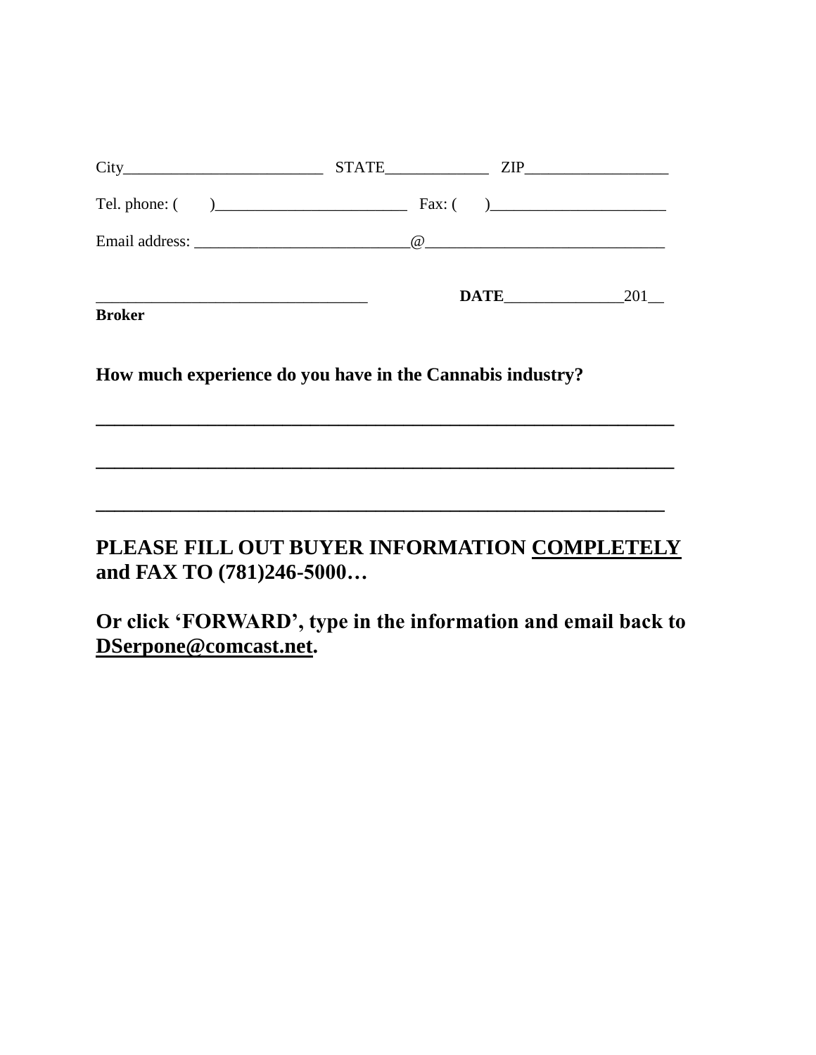City_________________________ STATE_____________ ZIP__________________

Tel. phone: (       )________________________ Fax: (       )______________________

Email address: ___________________________@______________________________

__________________________________ **DATE**_______________201__

**Broker**

**How much experience do you have in the Cannabis industry?**

______________________________________________________________

______________________________________________________________

______________________________________________________________

**PLEASE FILL OUT BUYER INFORMATION <u>COMPLETELY</u> and FAX TO (781)246-5000…**

**Or click 'FORWARD', type in the information and email back to <u>DSerpone@comcast.net</u>.**